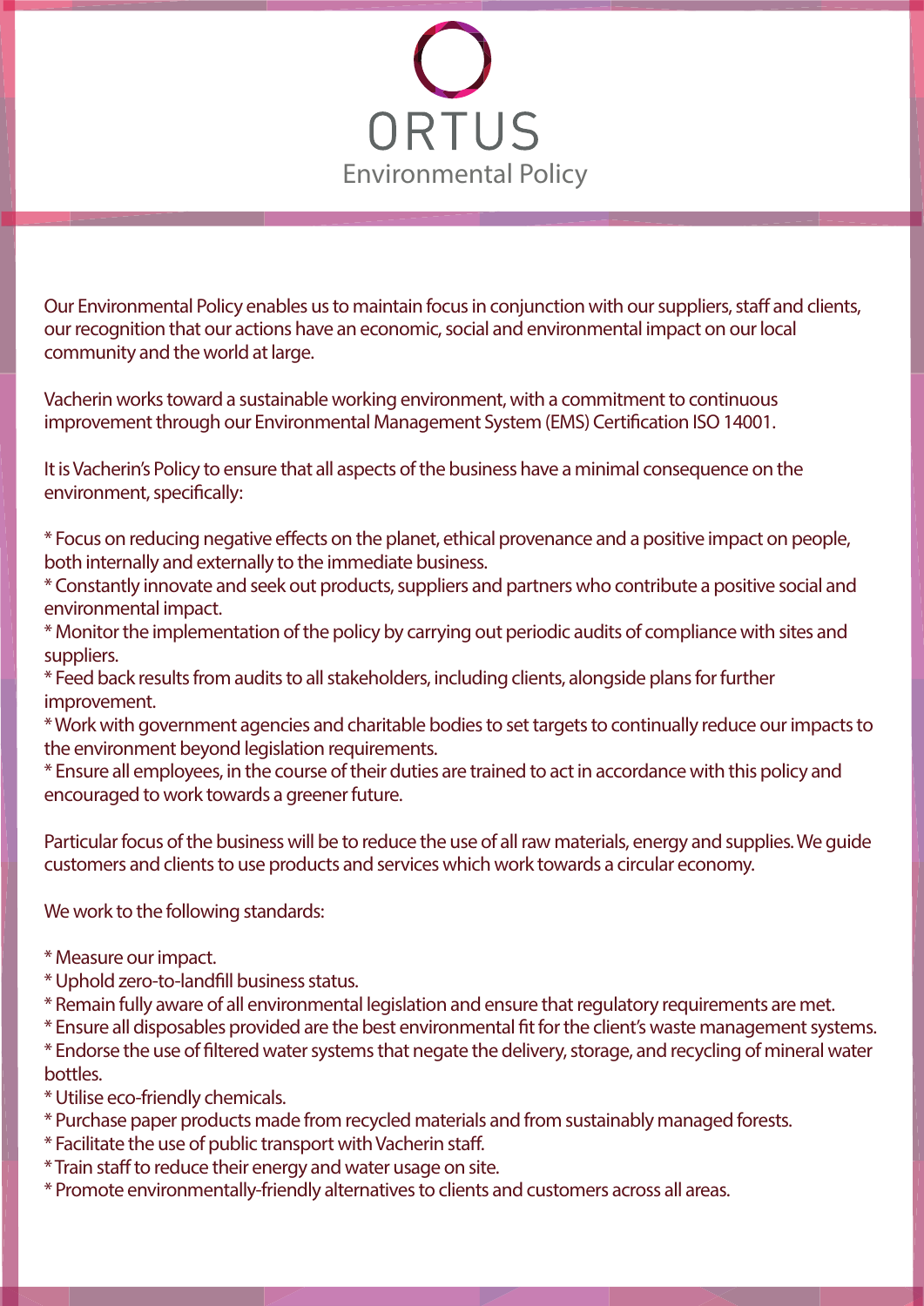# ORTUS

## Environmental Policy

Our Environmental Policy enables us to maintain focus in conjunction with our suppliers, staff and clients, our recognition that our actions have an economic, social and environmental impact on our local community and the world at large.

Vacherin works toward a sustainable working environment, with a commitment to continuous improvement through our Environmental Management System (EMS) Certification ISO 14001.

It is Vacherin's Policy to ensure that all aspects of the business have a minimal consequence on the environment, specifically:

* Focus on reducing negative effects on the planet, ethical provenance and a positive impact on people, both internally and externally to the immediate business.
* Constantly innovate and seek out products, suppliers and partners who contribute a positive social and environmental impact.
* Monitor the implementation of the policy by carrying out periodic audits of compliance with sites and suppliers.
* Feed back results from audits to all stakeholders, including clients, alongside plans for further improvement.
* Work with government agencies and charitable bodies to set targets to continually reduce our impacts to the environment beyond legislation requirements.
* Ensure all employees, in the course of their duties are trained to act in accordance with this policy and encouraged to work towards a greener future.

Particular focus of the business will be to reduce the use of all raw materials, energy and supplies. We guide customers and clients to use products and services which work towards a circular economy.

We work to the following standards:

* Measure our impact.
* Uphold zero-to-landfill business status.
* Remain fully aware of all environmental legislation and ensure that regulatory requirements are met.
* Ensure all disposables provided are the best environmental fit for the client's waste management systems.
* Endorse the use of filtered water systems that negate the delivery, storage, and recycling of mineral water bottles.
* Utilise eco-friendly chemicals.
* Purchase paper products made from recycled materials and from sustainably managed forests.
* Facilitate the use of public transport with Vacherin staff.
* Train staff to reduce their energy and water usage on site.
* Promote environmentally-friendly alternatives to clients and customers across all areas.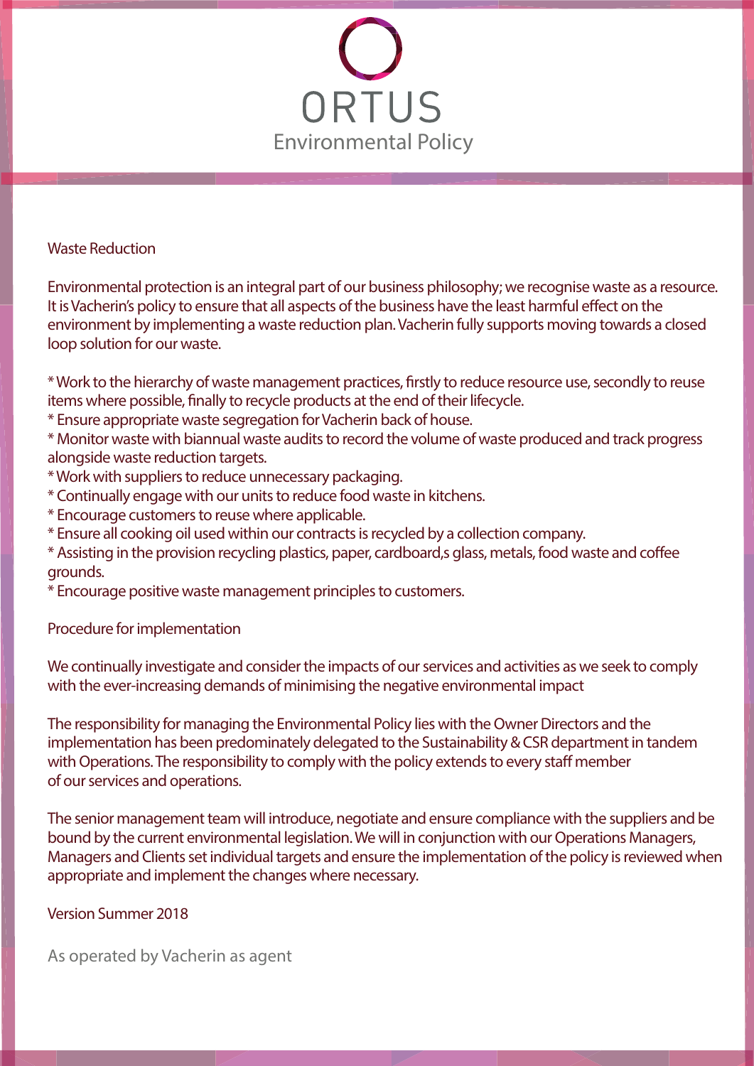# ORTUS

## Environmental Policy

### Waste Reduction

Environmental protection is an integral part of our business philosophy; we recognise waste as a resource. It is Vacherin's policy to ensure that all aspects of the business have the least harmful effect on the environment by implementing a waste reduction plan. Vacherin fully supports moving towards a closed loop solution for our waste.

* Work to the hierarchy of waste management practices, firstly to reduce resource use, secondly to reuse items where possible, finally to recycle products at the end of their lifecycle.
* Ensure appropriate waste segregation for Vacherin back of house.
* Monitor waste with biannual waste audits to record the volume of waste produced and track progress alongside waste reduction targets.
* Work with suppliers to reduce unnecessary packaging.
* Continually engage with our units to reduce food waste in kitchens.
* Encourage customers to reuse where applicable.
* Ensure all cooking oil used within our contracts is recycled by a collection company.
* Assisting in the provision recycling plastics, paper, cardboard,s glass, metals, food waste and coffee grounds.
* Encourage positive waste management principles to customers.

### Procedure for implementation

We continually investigate and consider the impacts of our services and activities as we seek to comply with the ever-increasing demands of minimising the negative environmental impact

The responsibility for managing the Environmental Policy lies with the Owner Directors and the implementation has been predominately delegated to the Sustainability & CSR department in tandem with Operations. The responsibility to comply with the policy extends to every staff member of our services and operations.

The senior management team will introduce, negotiate and ensure compliance with the suppliers and be bound by the current environmental legislation. We will in conjunction with our Operations Managers, Managers and Clients set individual targets and ensure the implementation of the policy is reviewed when appropriate and implement the changes where necessary.

Version Summer 2018

As operated by Vacherin as agent